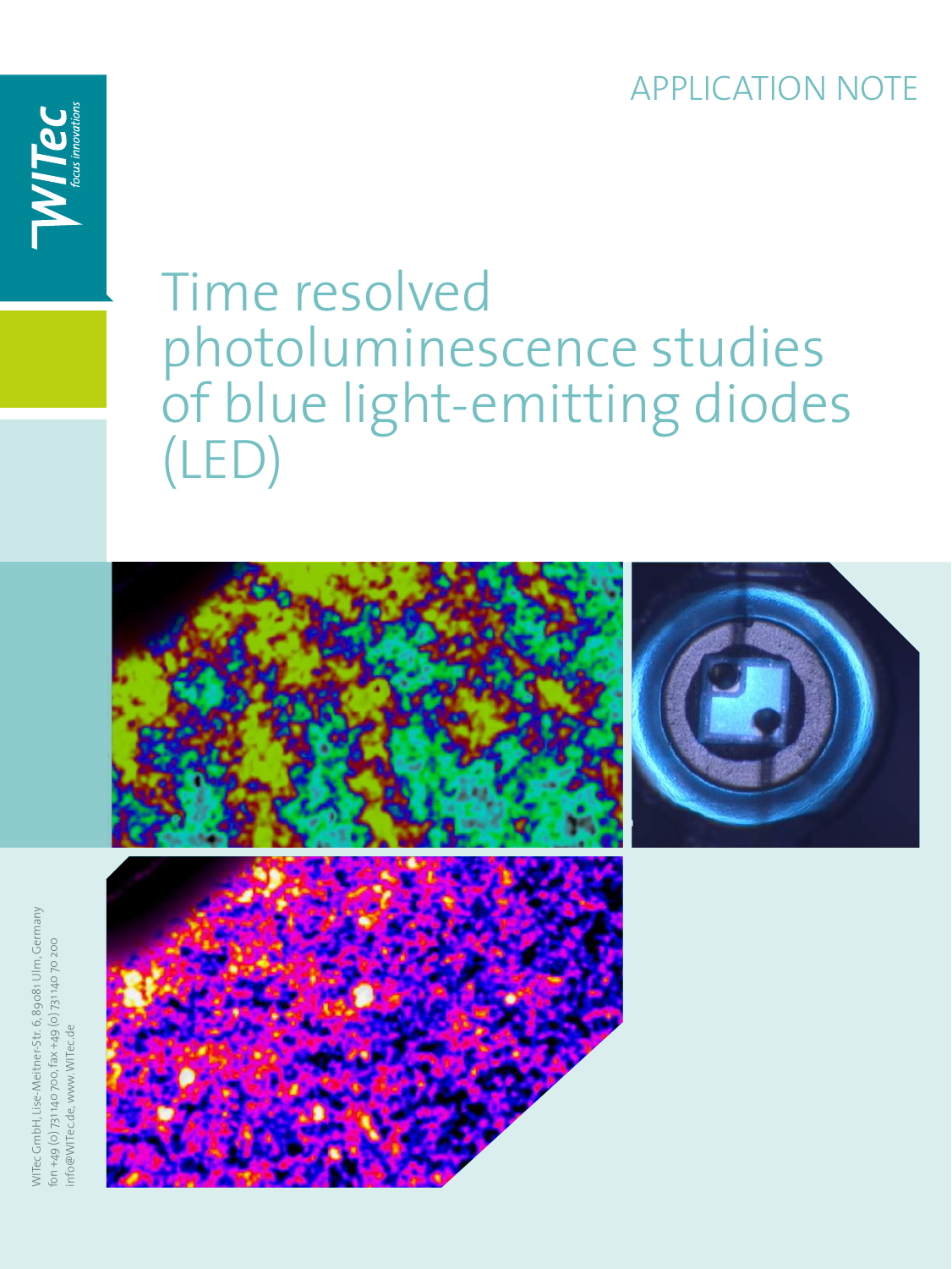APPLICATION NOTE

# Time resolved photoluminescence studies of blue light-emitting diodes (LED)

WITec GmbH, Lise-Meitner-Str. 6, 89081 Ulm, Germany
fon +49 (0) 731 140 700, fax +49 (0) 731 140 70 200
info@WITec.de, www.WITec.de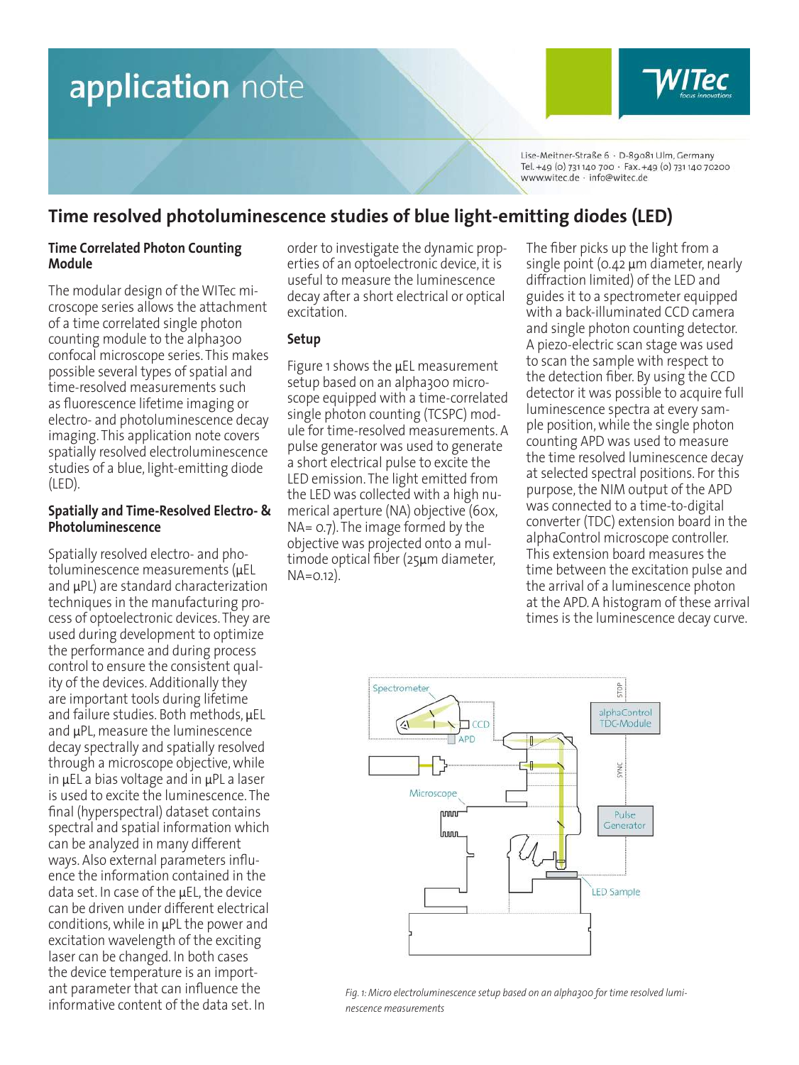# Time resolved photoluminescence studies of blue light-emitting diodes (LED)

## Time Correlated Photon Counting Module

The modular design of the WITec microscope series allows the attachment of a time correlated single photon counting module to the alpha300 confocal microscope series. This makes possible several types of spatial and time-resolved measurements such as fluorescence lifetime imaging or electro- and photoluminescence decay imaging. This application note covers spatially resolved electroluminescence studies of a blue, light-emitting diode (LED).

## Spatially and Time-Resolved Electro- & Photoluminescence

Spatially resolved electro- and photoluminescence measurements (µEL and µPL) are standard characterization techniques in the manufacturing process of optoelectronic devices. They are used during development to optimize the performance and during process control to ensure the consistent quality of the devices. Additionally they are important tools during lifetime and failure studies. Both methods, µEL and µPL, measure the luminescence decay spectrally and spatially resolved through a microscope objective, while in µEL a bias voltage and in µPL a laser is used to excite the luminescence. The final (hyperspectral) dataset contains spectral and spatial information which can be analyzed in many different ways. Also external parameters influence the information contained in the data set. In case of the µEL, the device can be driven under different electrical conditions, while in µPL the power and excitation wavelength of the exciting laser can be changed. In both cases the device temperature is an important parameter that can influence the informative content of the data set. In order to investigate the dynamic properties of an optoelectronic device, it is useful to measure the luminescence decay after a short electrical or optical excitation.

## Setup

Figure 1 shows the µEL measurement setup based on an alpha300 microscope equipped with a time-correlated single photon counting (TCSPC) module for time-resolved measurements. A pulse generator was used to generate a short electrical pulse to excite the LED emission. The light emitted from the LED was collected with a high numerical aperture (NA) objective (60x, NA= 0.7). The image formed by the objective was projected onto a multimode optical fiber (25µm diameter, NA=0.12).

The fiber picks up the light from a single point (0.42 µm diameter, nearly diffraction limited) of the LED and guides it to a spectrometer equipped with a back-illuminated CCD camera and single photon counting detector. A piezo-electric scan stage was used to scan the sample with respect to the detection fiber. By using the CCD detector it was possible to acquire full luminescence spectra at every sample position, while the single photon counting APD was used to measure the time resolved luminescence decay at selected spectral positions. For this purpose, the NIM output of the APD was connected to a time-to-digital converter (TDC) extension board in the alphaControl microscope controller. This extension board measures the time between the excitation pulse and the arrival of a luminescence photon at the APD. A histogram of these arrival times is the luminescence decay curve.

*Fig. 1: Micro electroluminescence setup based on an alpha300 for time resolved luminescence measurements*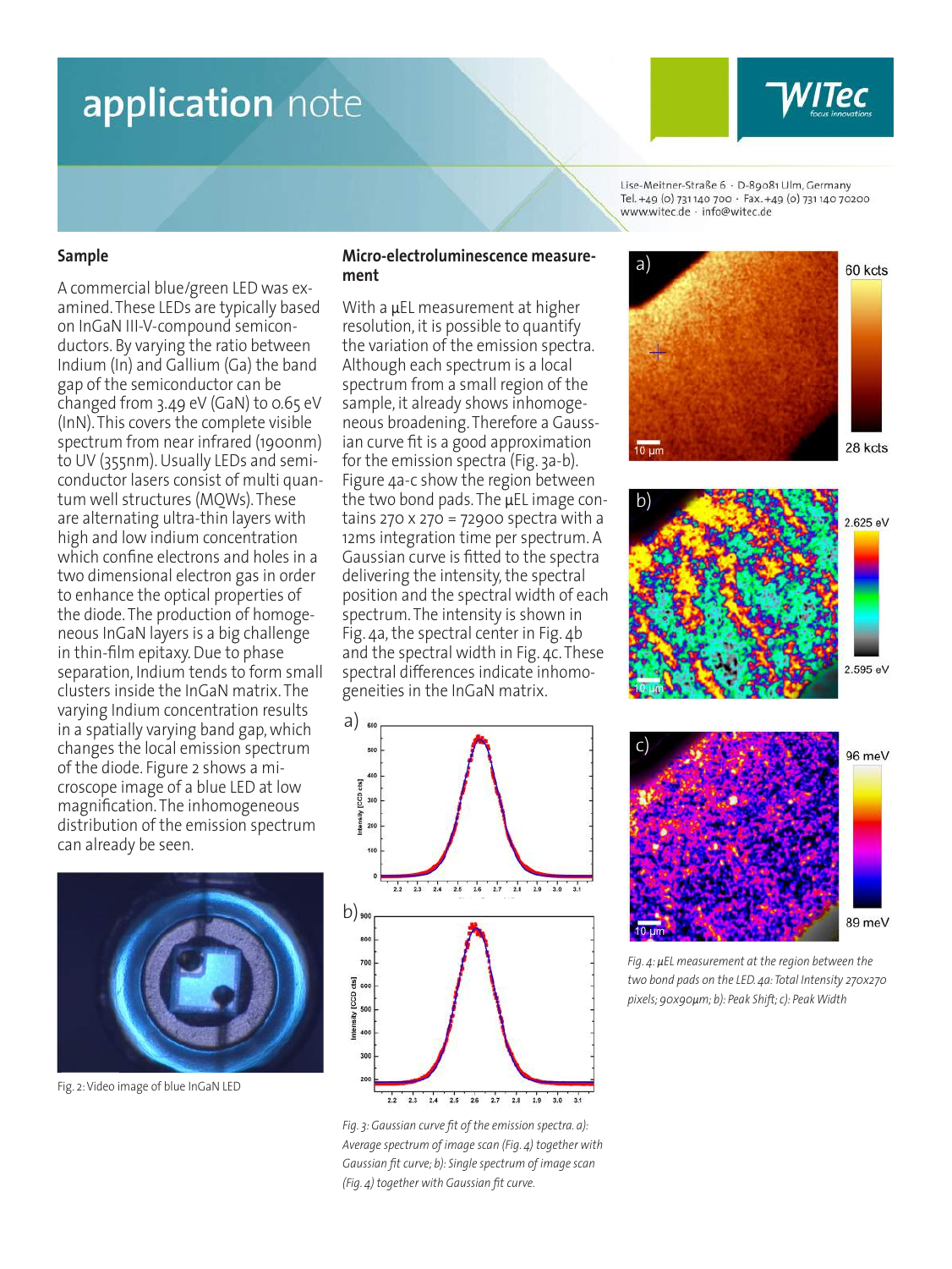## Sample

A commercial blue/green LED was examined. These LEDs are typically based on InGaN III-V-compound semiconductors. By varying the ratio between Indium (In) and Gallium (Ga) the band gap of the semiconductor can be changed from 3.49 eV (GaN) to 0.65 eV (InN). This covers the complete visible spectrum from near infrared (1900nm) to UV (355nm). Usually LEDs and semiconductor lasers consist of multi quantum well structures (MQWs). These are alternating ultra-thin layers with high and low indium concentration which confine electrons and holes in a two dimensional electron gas in order to enhance the optical properties of the diode. The production of homogeneous InGaN layers is a big challenge in thin-film epitaxy. Due to phase separation, Indium tends to form small clusters inside the InGaN matrix. The varying Indium concentration results in a spatially varying band gap, which changes the local emission spectrum of the diode. Figure 2 shows a microscope image of a blue LED at low magnification. The inhomogeneous distribution of the emission spectrum can already be seen.

Fig. 2: Video image of blue InGaN LED

## Micro-electroluminescence measurement

With a µEL measurement at higher resolution, it is possible to quantify the variation of the emission spectra. Although each spectrum is a local spectrum from a small region of the sample, it already shows inhomogeneous broadening. Therefore a Gaussian curve fit is a good approximation for the emission spectra (Fig. 3a-b). Figure 4a-c show the region between the two bond pads. The µEL image contains 270 x 270 = 72900 spectra with a 12ms integration time per spectrum. A Gaussian curve is fitted to the spectra delivering the intensity, the spectral position and the spectral width of each spectrum. The intensity is shown in Fig. 4a, the spectral center in Fig. 4b and the spectral width in Fig. 4c. These spectral differences indicate inhomogeneities in the InGaN matrix.

*Fig. 3: Gaussian curve fit of the emission spectra. a): Average spectrum of image scan (Fig. 4) together with Gaussian fit curve; b): Single spectrum of image scan (Fig. 4) together with Gaussian fit curve.*

*Fig. 4: µEL measurement at the region between the two bond pads on the LED. 4a: Total Intensity 270x270 pixels; 90x90µm; b): Peak Shift; c): Peak Width*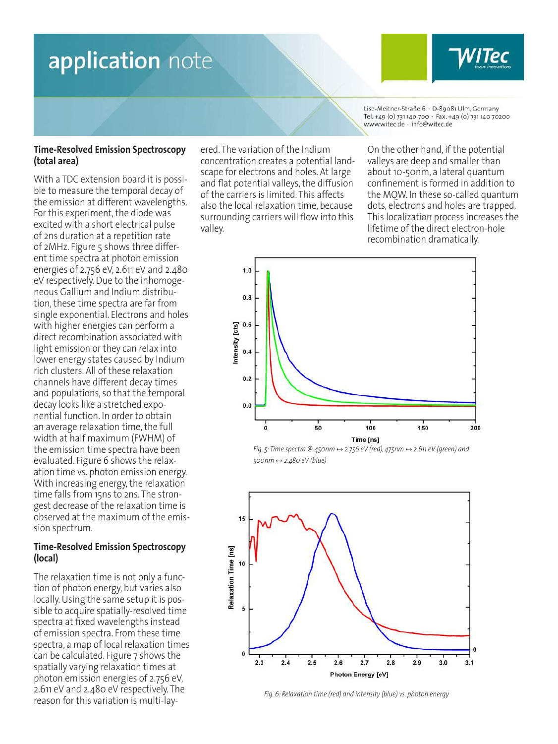## Time-Resolved Emission Spectroscopy (total area)

With a TDC extension board it is possible to measure the temporal decay of the emission at different wavelengths. For this experiment, the diode was excited with a short electrical pulse of 2ns duration at a repetition rate of 2MHz. Figure 5 shows three different time spectra at photon emission energies of 2.756 eV, 2.611 eV and 2.480 eV respectively. Due to the inhomogeneous Gallium and Indium distribution, these time spectra are far from single exponential. Electrons and holes with higher energies can perform a direct recombination associated with light emission or they can relax into lower energy states caused by Indium rich clusters. All of these relaxation channels have different decay times and populations, so that the temporal decay looks like a stretched exponential function. In order to obtain an average relaxation time, the full width at half maximum (FWHM) of the emission time spectra have been evaluated. Figure 6 shows the relaxation time vs. photon emission energy. With increasing energy, the relaxation time falls from 15ns to 2ns. The strongest decrease of the relaxation time is observed at the maximum of the emission spectrum.

## Time-Resolved Emission Spectroscopy (local)

The relaxation time is not only a function of photon energy, but varies also locally. Using the same setup it is possible to acquire spatially-resolved time spectra at fixed wavelengths instead of emission spectra. From these time spectra, a map of local relaxation times can be calculated. Figure 7 shows the spatially varying relaxation times at photon emission energies of 2.756 eV, 2.611 eV and 2.480 eV respectively. The reason for this variation is multi-layered. The variation of the Indium concentration creates a potential landscape for electrons and holes. At large and flat potential valleys, the diffusion of the carriers is limited. This affects also the local relaxation time, because surrounding carriers will flow into this valley.

On the other hand, if the potential valleys are deep and smaller than about 10-50nm, a lateral quantum confinement is formed in addition to the MQW. In these so-called quantum dots, electrons and holes are trapped. This localization process increases the lifetime of the direct electron-hole recombination dramatically.

*Fig. 5: Time spectra @ 450nm ↔ 2.756 eV (red), 475nm ↔ 2.611 eV (green) and 500nm ↔ 2.480 eV (blue)*

*Fig. 6: Relaxation time (red) and intensity (blue) vs. photon energy*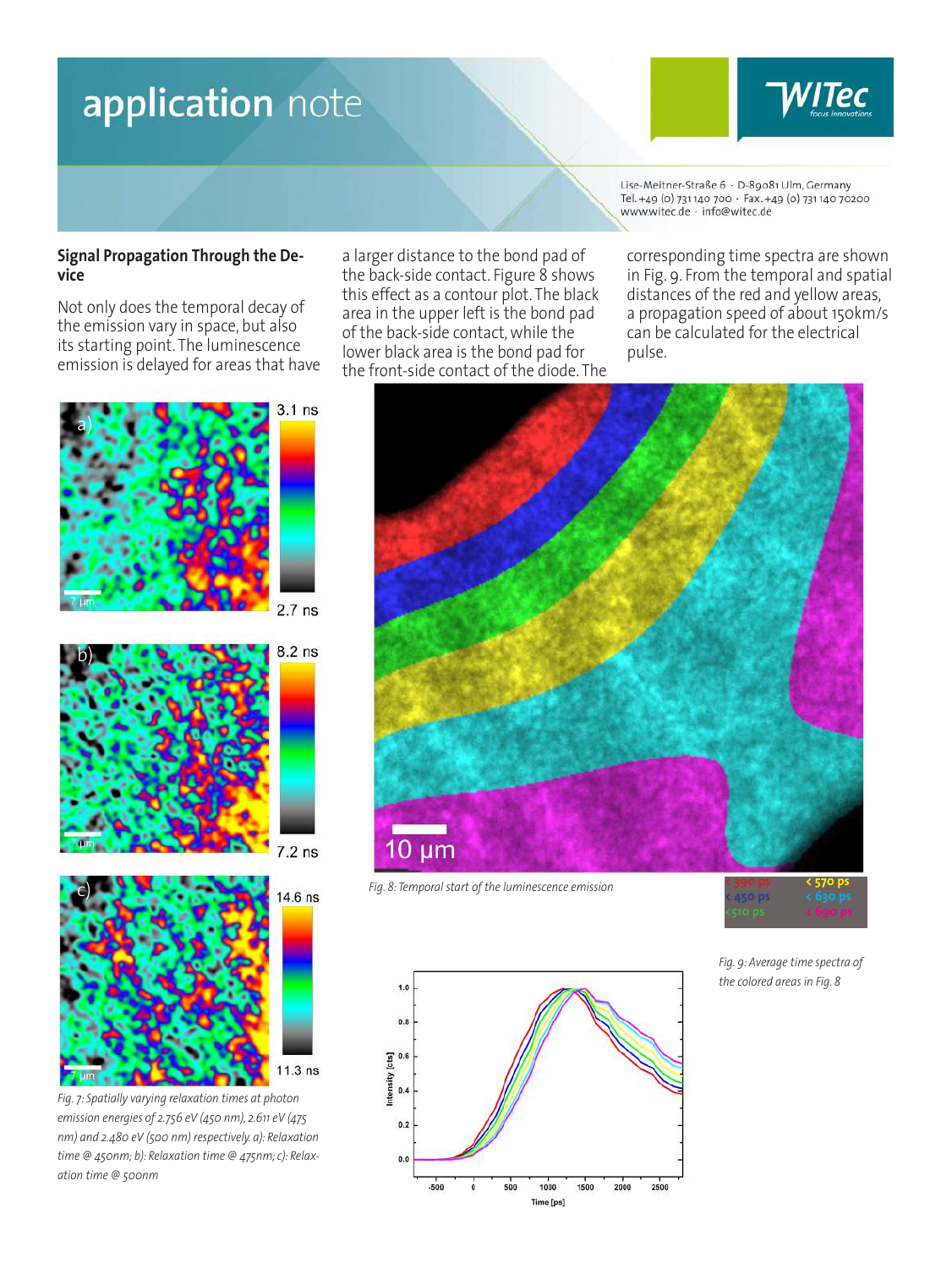## Signal Propagation Through the Device

Not only does the temporal decay of the emission vary in space, but also its starting point. The luminescence emission is delayed for areas that have a larger distance to the bond pad of the back-side contact. Figure 8 shows this effect as a contour plot. The black area in the upper left is the bond pad of the back-side contact, while the lower black area is the bond pad for the front-side contact of the diode. The corresponding time spectra are shown in Fig. 9. From the temporal and spatial distances of the red and yellow areas, a propagation speed of about 150km/s can be calculated for the electrical pulse.

a)
3.1 ns
2.7 ns
7 µm

b)
8.2 ns
7.2 ns
7 µm

c)
14.6 ns
11.3 ns
7 µm

*Fig. 7: Spatially varying relaxation times at photon emission energies of 2.756 eV (450 nm), 2.611 eV (475 nm) and 2.480 eV (500 nm) respectively. a): Relaxation time @ 450nm; b): Relaxation time @ 475nm; c): Relaxation time @ 500nm*

10 µm

*Fig. 8: Temporal start of the luminescence emission*

< 390 ps
< 450 ps
<510 ps
< 570 ps
< 630 ps
< 690 ps

Intensity [cts]
1.0
0.8
0.6
0.4
0.2
0.0
-500
0
500
1000
1500
2000
2500
Time [ps]

*Fig. 9: Average time spectra of the colored areas in Fig. 8*